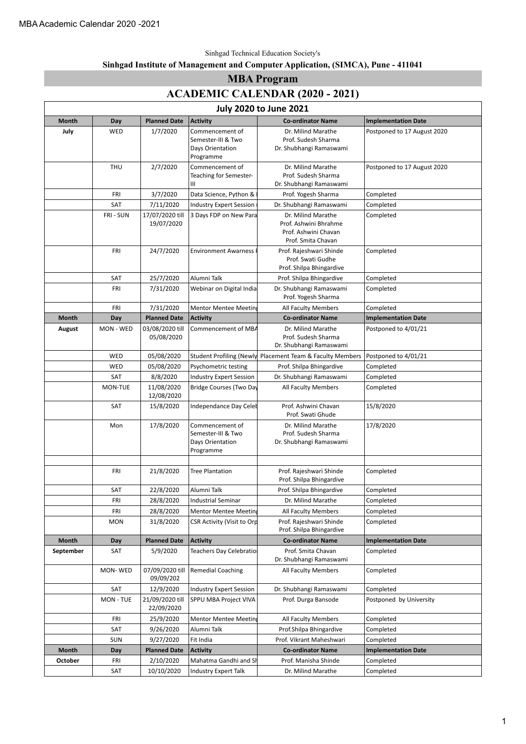Sinhgad Technical Education Society's

**Sinhgad Institute of Management and Computer Application, (SIMCA), Pune - 411041**

# MBA Program

# ACADEMIC CALENDAR (2020 - 2021)

| July 2020 to June 2021 | | | | | |
|---|---|---|---|---|---|
| **Month** | **Day** | **Planned Date** | **Activity** | **Co-ordinator Name** | **Implementation Date** |
| **July** | WED | 1/7/2020 | Commencement of Semester-III & Two Days Orientation Programme | Dr. Milind Marathe<br>Prof. Sudesh Sharma<br>Dr. Shubhangi Ramaswami | Postponed to 17 August 2020 |
| | THU | 2/7/2020 | Commencement of Teaching for Semester-III | Dr. Milind Marathe<br>Prof. Sudesh Sharma<br>Dr. Shubhangi Ramaswami | Postponed to 17 August 2020 |
| | FRI | 3/7/2020 | Data Science, Python & | Prof. Yogesh Sharma | Completed |
| | SAT | 7/11/2020 | Industry Expert Session | Dr. Shubhangi Ramaswami | Completed |
| | FRI - SUN | 17/07/2020 till 19/07/2020 | 3 Days FDP on New Para | Dr. Milind Marathe<br>Prof. Ashwini Bhrahme<br>Prof. Ashwini Chavan<br>Prof. Smita Chavan | Completed |
| | FRI | 24/7/2020 | Environment Awarness | Prof. Rajeshwari Shinde<br>Prof. Swati Gudhe<br>Prof. Shilpa Bhingardive | Completed |
| | SAT | 25/7/2020 | Alumni Talk | Prof. Shilpa Bhingardive | Completed |
| | FRI | 7/31/2020 | Webinar on Digital India | Dr. Shubhangi Ramaswami<br>Prof. Yogesh Sharma | Completed |
| | FRI | 7/31/2020 | Mentor Mentee Meeting | All Faculty Members | Completed |
| **Month** | **Day** | **Planned Date** | **Activity** | **Co-ordinator Name** | **Implementation Date** |
| **August** | MON - WED | 03/08/2020 till 05/08/2020 | Commencement of MBA | Dr. Milind Marathe<br>Prof. Sudesh Sharma<br>Dr. Shubhangi Ramaswami | Postponed to 4/01/21 |
| | WED | 05/08/2020 | Student Profiling (Newly | Placement Team & Faculty Members | Postponed to 4/01/21 |
| | WED | 05/08/2020 | Psychometric testing | Prof. Shilpa Bhingardive | Completed |
| | SAT | 8/8/2020 | Industry Expert Session | Dr. Shubhangi Ramaswami | Completed |
| | MON-TUE | 11/08/2020 12/08/2020 | Bridge Courses (Two Day | All Faculty Members | Completed |
| | SAT | 15/8/2020 | Independance Day Celeb | Prof. Ashwini Chavan<br>Prof. Swati Ghude | 15/8/2020 |
| | Mon | 17/8/2020 | Commencement of Semester-III & Two Days Orientation Programme | Dr. Milind Marathe<br>Prof. Sudesh Sharma<br>Dr. Shubhangi Ramaswami | 17/8/2020 |
| | | | | | |
| | FRI | 21/8/2020 | Tree Plantation | Prof. Rajeshwari Shinde<br>Prof. Shilpa Bhingardive | Completed |
| | SAT | 22/8/2020 | Alumni Talk | Prof. Shilpa Bhingardive | Completed |
| | FRI | 28/8/2020 | Industrial Seminar | Dr. Milind Marathe | Completed |
| | FRI | 28/8/2020 | Mentor Mentee Meeting | All Faculty Members | Completed |
| | MON | 31/8/2020 | CSR Activity (Visit to Orp | Prof. Rajeshwari Shinde<br>Prof. Shilpa Bhingardive | Completed |
| **Month** | **Day** | **Planned Date** | **Activity** | **Co-ordinator Name** | **Implementation Date** |
| **September** | SAT | 5/9/2020 | Teachers Day Celebratio | Prof. Smita Chavan<br>Dr. Shubhangi Ramaswami | Completed |
| | MON- WED | 07/09/2020 till 09/09/202 | Remedial Coaching | All Faculty Members | Completed |
| | SAT | 12/9/2020 | Industry Expert Session | Dr. Shubhangi Ramaswami | Completed |
| | MON - TUE | 21/09/2020 till 22/09/2020 | SPPU MBA Project VIVA | Prof. Durga Bansode | Postponed by University |
| | FRI | 25/9/2020 | Mentor Mentee Meeting | All Faculty Members | Completed |
| | SAT | 9/26/2020 | Alumni Talk | Prof.Shilpa Bhingardive | Completed |
| | SUN | 9/27/2020 | Fit India | Prof. Vikrant Maheshwari | Completed |
| **Month** | **Day** | **Planned Date** | **Activity** | **Co-ordinator Name** | **Implementation Date** |
| **October** | FRI | 2/10/2020 | Mahatma Gandhi and Sh | Prof. Manisha Shinde | Completed |
| | SAT | 10/10/2020 | Industry Expert Talk | Dr. Milind Marathe | Completed |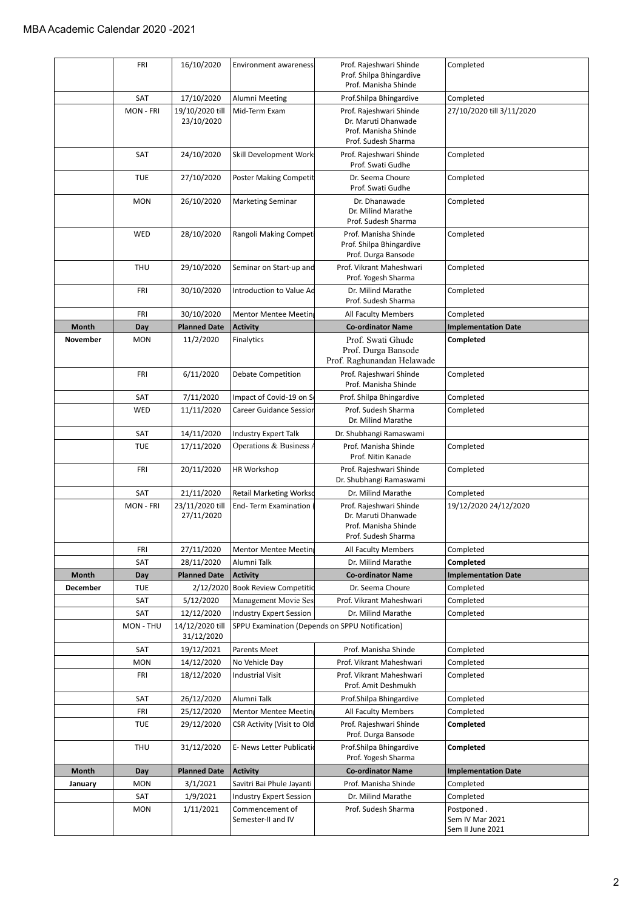# MBA Academic Calendar 2020 -2021

| | FRI | 16/10/2020 | Environment awareness | Prof. Rajeshwari Shinde<br>Prof. Shilpa Bhingardive<br>Prof. Manisha Shinde | Completed |
|---|---|---|---|---|---|
| | SAT | 17/10/2020 | Alumni Meeting | Prof.Shilpa Bhingardive | Completed |
| | MON - FRI | 19/10/2020 till 23/10/2020 | Mid-Term Exam | Prof. Rajeshwari Shinde<br>Dr. Maruti Dhanwade<br>Prof. Manisha Shinde<br>Prof. Sudesh Sharma | 27/10/2020 till 3/11/2020 |
| | SAT | 24/10/2020 | Skill Development Works | Prof. Rajeshwari Shinde<br>Prof. Swati Gudhe | Completed |
| | TUE | 27/10/2020 | Poster Making Competit | Dr. Seema Choure<br>Prof. Swati Gudhe | Completed |
| | MON | 26/10/2020 | Marketing Seminar | Dr. Dhanawade<br>Dr. Milind Marathe<br>Prof. Sudesh Sharma | Completed |
| | WED | 28/10/2020 | Rangoli Making Competi | Prof. Manisha Shinde<br>Prof. Shilpa Bhingardive<br>Prof. Durga Bansode | Completed |
| | THU | 29/10/2020 | Seminar on Start-up and | Prof. Vikrant Maheshwari<br>Prof. Yogesh Sharma | Completed |
| | FRI | 30/10/2020 | Introduction to Value Ad | Dr. Milind Marathe<br>Prof. Sudesh Sharma | Completed |
| | FRI | 30/10/2020 | Mentor Mentee Meeting | All Faculty Members | Completed |
| **Month** | **Day** | **Planned Date** | **Activity** | **Co-ordinator Name** | **Implementation Date** |
| **November** | MON | 11/2/2020 | Finalytics | Prof. Swati Ghude<br>Prof. Durga Bansode<br>Prof. Raghunandan Helawade | **Completed** |
| | FRI | 6/11/2020 | Debate Competition | Prof. Rajeshwari Shinde<br>Prof. Manisha Shinde | Completed |
| | SAT | 7/11/2020 | Impact of Covid-19 on S | Prof. Shilpa Bhingardive | Completed |
| | WED | 11/11/2020 | Career Guidance Session | Prof. Sudesh Sharma<br>Dr. Milind Marathe | Completed |
| | SAT | 14/11/2020 | Industry Expert Talk | Dr. Shubhangi Ramaswami | |
| | TUE | 17/11/2020 | Operations & Business A | Prof. Manisha Shinde<br>Prof. Nitin Kanade | Completed |
| | FRI | 20/11/2020 | HR Workshop | Prof. Rajeshwari Shinde<br>Dr. Shubhangi Ramaswami | Completed |
| | SAT | 21/11/2020 | Retail Marketing Worksho | Dr. Milind Marathe | Completed |
| | MON - FRI | 23/11/2020 till 27/11/2020 | End- Term Examination ( | Prof. Rajeshwari Shinde<br>Dr. Maruti Dhanwade<br>Prof. Manisha Shinde<br>Prof. Sudesh Sharma | 19/12/2020 24/12/2020 |
| | FRI | 27/11/2020 | Mentor Mentee Meeting | All Faculty Members | Completed |
| | SAT | 28/11/2020 | Alumni Talk | Dr. Milind Marathe | **Completed** |
| **Month** | **Day** | **Planned Date** | **Activity** | **Co-ordinator Name** | **Implementation Date** |
| **December** | TUE | 2/12/2020 | Book Review Competitio | Dr. Seema Choure | Completed |
| | SAT | 5/12/2020 | Management Movie Ses | Prof. Vikrant Maheshwari | Completed |
| | SAT | 12/12/2020 | Industry Expert Session | Dr. Milind Marathe | Completed |
| | MON - THU | 14/12/2020 till 31/12/2020 | SPPU Examination (Depends on SPPU Notification) | | |
| | SAT | 19/12/2021 | Parents Meet | Prof. Manisha Shinde | Completed |
| | MON | 14/12/2020 | No Vehicle Day | Prof. Vikrant Maheshwari | Completed |
| | FRI | 18/12/2020 | Industrial Visit | Prof. Vikrant Maheshwari<br>Prof. Amit Deshmukh | Completed |
| | SAT | 26/12/2020 | Alumni Talk | Prof.Shilpa Bhingardive | Completed |
| | FRI | 25/12/2020 | Mentor Mentee Meeting | All Faculty Members | Completed |
| | TUE | 29/12/2020 | CSR Activity (Visit to Old | Prof. Rajeshwari Shinde<br>Prof. Durga Bansode | **Completed** |
| | THU | 31/12/2020 | E- News Letter Publicatio | Prof.Shilpa Bhingardive<br>Prof. Yogesh Sharma | **Completed** |
| **Month** | **Day** | **Planned Date** | **Activity** | **Co-ordinator Name** | **Implementation Date** |
| **January** | MON | 3/1/2021 | Savitri Bai Phule Jayanti | Prof. Manisha Shinde | Completed |
| | SAT | 1/9/2021 | Industry Expert Session | Dr. Milind Marathe | Completed |
| | MON | 1/11/2021 | Commencement of Semester-II and IV | Prof. Sudesh Sharma | Postponed .<br>Sem IV Mar 2021<br>Sem II June 2021 |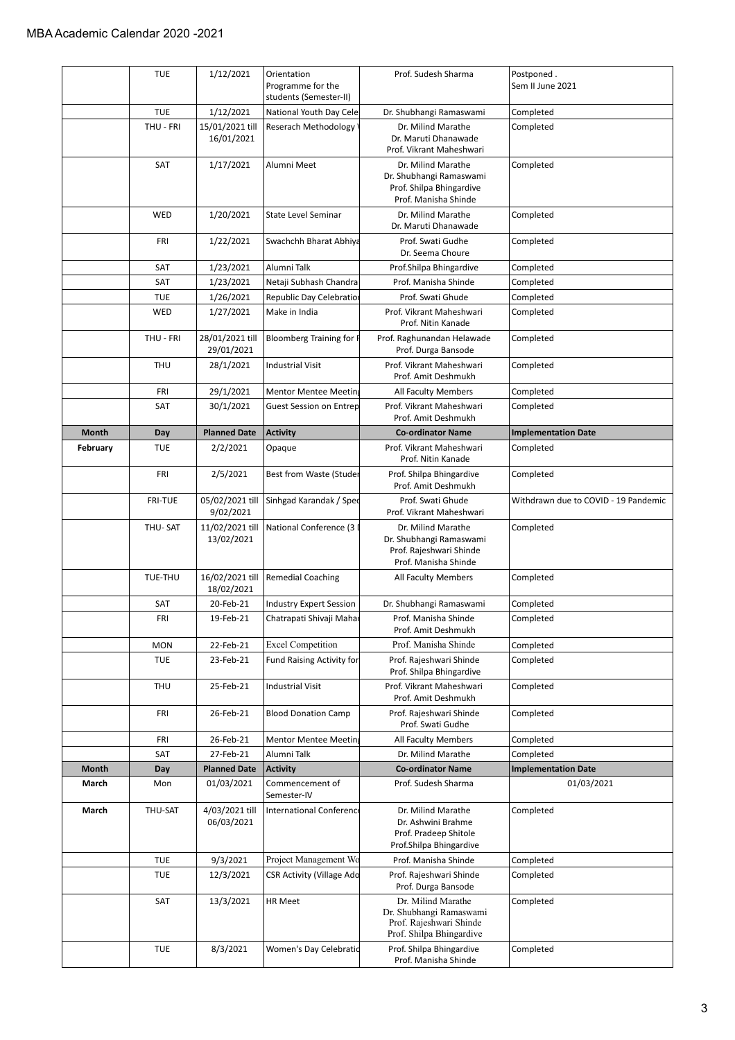MBA Academic Calendar 2020 -2021

| | TUE | 1/12/2021 | Orientation Programme for the students (Semester-II) | Prof. Sudesh Sharma | Postponed . Sem II June 2021 |
|---|---|---|---|---|---|
| | TUE | 1/12/2021 | National Youth Day Cele | Dr. Shubhangi Ramaswami | Completed |
| | THU - FRI | 15/01/2021 till 16/01/2021 | Reserach Methodology | Dr. Milind Marathe Dr. Maruti Dhanawade Prof. Vikrant Maheshwari | Completed |
| | SAT | 1/17/2021 | Alumni Meet | Dr. Milind Marathe Dr. Shubhangi Ramaswami Prof. Shilpa Bhingardive Prof. Manisha Shinde | Completed |
| | WED | 1/20/2021 | State Level Seminar | Dr. Milind Marathe Dr. Maruti Dhanawade | Completed |
| | FRI | 1/22/2021 | Swachchh Bharat Abhiya | Prof. Swati Gudhe Dr. Seema Choure | Completed |
| | SAT | 1/23/2021 | Alumni Talk | Prof.Shilpa Bhingardive | Completed |
| | SAT | 1/23/2021 | Netaji Subhash Chandra | Prof. Manisha Shinde | Completed |
| | TUE | 1/26/2021 | Republic Day Celebration | Prof. Swati Ghude | Completed |
| | WED | 1/27/2021 | Make in India | Prof. Vikrant Maheshwari Prof. Nitin Kanade | Completed |
| | THU - FRI | 28/01/2021 till 29/01/2021 | Bloomberg Training for F | Prof. Raghunandan Helawade Prof. Durga Bansode | Completed |
| | THU | 28/1/2021 | Industrial Visit | Prof. Vikrant Maheshwari Prof. Amit Deshmukh | Completed |
| | FRI | 29/1/2021 | Mentor Mentee Meeting | All Faculty Members | Completed |
| | SAT | 30/1/2021 | Guest Session on Entrep | Prof. Vikrant Maheshwari Prof. Amit Deshmukh | Completed |
| **Month** | **Day** | **Planned Date** | **Activity** | **Co-ordinator Name** | **Implementation Date** |
| **February** | TUE | 2/2/2021 | Opaque | Prof. Vikrant Maheshwari Prof. Nitin Kanade | Completed |
| | FRI | 2/5/2021 | Best from Waste (Studen | Prof. Shilpa Bhingardive Prof. Amit Deshmukh | Completed |
| | FRI-TUE | 05/02/2021 till 9/02/2021 | Sinhgad Karandak / Spec | Prof. Swati Ghude Prof. Vikrant Maheshwari | Withdrawn due to COVID - 19 Pandemic |
| | THU- SAT | 11/02/2021 till 13/02/2021 | National Conference (3 | Dr. Milind Marathe Dr. Shubhangi Ramaswami Prof. Rajeshwari Shinde Prof. Manisha Shinde | Completed |
| | TUE-THU | 16/02/2021 till 18/02/2021 | Remedial Coaching | All Faculty Members | Completed |
| | SAT | 20-Feb-21 | Industry Expert Session | Dr. Shubhangi Ramaswami | Completed |
| | FRI | 19-Feb-21 | Chatrapati Shivaji Mahar | Prof. Manisha Shinde Prof. Amit Deshmukh | Completed |
| | MON | 22-Feb-21 | Excel Competition | Prof. Manisha Shinde | Completed |
| | TUE | 23-Feb-21 | Fund Raising Activity for | Prof. Rajeshwari Shinde Prof. Shilpa Bhingardive | Completed |
| | THU | 25-Feb-21 | Industrial Visit | Prof. Vikrant Maheshwari Prof. Amit Deshmukh | Completed |
| | FRI | 26-Feb-21 | Blood Donation Camp | Prof. Rajeshwari Shinde Prof. Swati Gudhe | Completed |
| | FRI | 26-Feb-21 | Mentor Mentee Meeting | All Faculty Members | Completed |
| | SAT | 27-Feb-21 | Alumni Talk | Dr. Milind Marathe | Completed |
| **Month** | **Day** | **Planned Date** | **Activity** | **Co-ordinator Name** | **Implementation Date** |
| **March** | Mon | 01/03/2021 | Commencement of Semester-IV | Prof. Sudesh Sharma | 01/03/2021 |
| **March** | THU-SAT | 4/03/2021 till 06/03/2021 | International Conference | Dr. Milind Marathe Dr. Ashwini Brahme Prof. Pradeep Shitole Prof.Shilpa Bhingardive | Completed |
| | TUE | 9/3/2021 | Project Management Wo | Prof. Manisha Shinde | Completed |
| | TUE | 12/3/2021 | CSR Activity (Village Ado | Prof. Rajeshwari Shinde Prof. Durga Bansode | Completed |
| | SAT | 13/3/2021 | HR Meet | Dr. Milind Marathe Dr. Shubhangi Ramaswami Prof. Rajeshwari Shinde Prof. Shilpa Bhingardive | Completed |
| | TUE | 8/3/2021 | Women's Day Celebratio | Prof. Shilpa Bhingardive Prof. Manisha Shinde | Completed |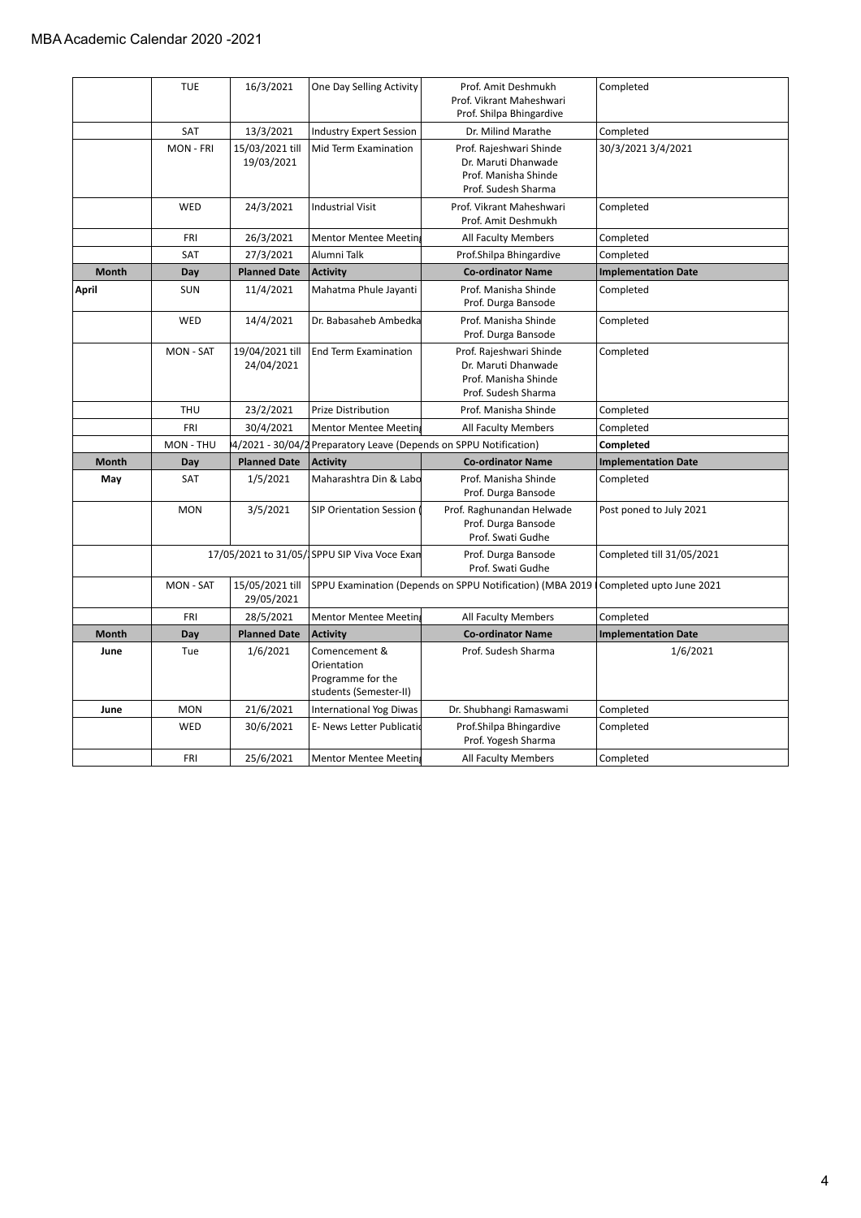MBA Academic Calendar 2020 -2021

| | TUE | 16/3/2021 | One Day Selling Activity | Prof. Amit Deshmukh<br>Prof. Vikrant Maheshwari<br>Prof. Shilpa Bhingardive | Completed |
|---|---|---|---|---|---|
| | SAT | 13/3/2021 | Industry Expert Session | Dr. Milind Marathe | Completed |
| | MON - FRI | 15/03/2021 till 19/03/2021 | Mid Term Examination | Prof. Rajeshwari Shinde<br>Dr. Maruti Dhanwade<br>Prof. Manisha Shinde<br>Prof. Sudesh Sharma | 30/3/2021 3/4/2021 |
| | WED | 24/3/2021 | Industrial Visit | Prof. Vikrant Maheshwari<br>Prof. Amit Deshmukh | Completed |
| | FRI | 26/3/2021 | Mentor Mentee Meeting | All Faculty Members | Completed |
| | SAT | 27/3/2021 | Alumni Talk | Prof.Shilpa Bhingardive | Completed |
| **Month** | **Day** | **Planned Date** | **Activity** | **Co-ordinator Name** | **Implementation Date** |
| **April** | SUN | 11/4/2021 | Mahatma Phule Jayanti | Prof. Manisha Shinde<br>Prof. Durga Bansode | Completed |
| | WED | 14/4/2021 | Dr. Babasaheb Ambedka | Prof. Manisha Shinde<br>Prof. Durga Bansode | Completed |
| | MON - SAT | 19/04/2021 till 24/04/2021 | End Term Examination | Prof. Rajeshwari Shinde<br>Dr. Maruti Dhanwade<br>Prof. Manisha Shinde<br>Prof. Sudesh Sharma | Completed |
| | THU | 23/2/2021 | Prize Distribution | Prof. Manisha Shinde | Completed |
| | FRI | 30/4/2021 | Mentor Mentee Meeting | All Faculty Members | Completed |
| | MON - THU | 4/2021 - 30/04/2 | Preparatory Leave (Depends on SPPU Notification) | | **Completed** |
| **Month** | **Day** | **Planned Date** | **Activity** | **Co-ordinator Name** | **Implementation Date** |
| **May** | SAT | 1/5/2021 | Maharashtra Din & Labo | Prof. Manisha Shinde<br>Prof. Durga Bansode | Completed |
| | MON | 3/5/2021 | SIP Orientation Session ( | Prof. Raghunandan Helwade<br>Prof. Durga Bansode<br>Prof. Swati Gudhe | Post poned to July 2021 |
| | | 17/05/2021 to 31/05/ | SPPU SIP Viva Voce Exan | Prof. Durga Bansode<br>Prof. Swati Gudhe | Completed till 31/05/2021 |
| | MON - SAT | 15/05/2021 till 29/05/2021 | SPPU Examination (Depends on SPPU Notification) (MBA 2019 | | Completed upto June 2021 |
| | FRI | 28/5/2021 | Mentor Mentee Meeting | All Faculty Members | Completed |
| **Month** | **Day** | **Planned Date** | **Activity** | **Co-ordinator Name** | **Implementation Date** |
| **June** | Tue | 1/6/2021 | Comencement & Orientation Programme for the students (Semester-II) | Prof. Sudesh Sharma | 1/6/2021 |
| **June** | MON | 21/6/2021 | International Yog Diwas | Dr. Shubhangi Ramaswami | Completed |
| | WED | 30/6/2021 | E- News Letter Publicatio | Prof.Shilpa Bhingardive<br>Prof. Yogesh Sharma | Completed |
| | FRI | 25/6/2021 | Mentor Mentee Meeting | All Faculty Members | Completed |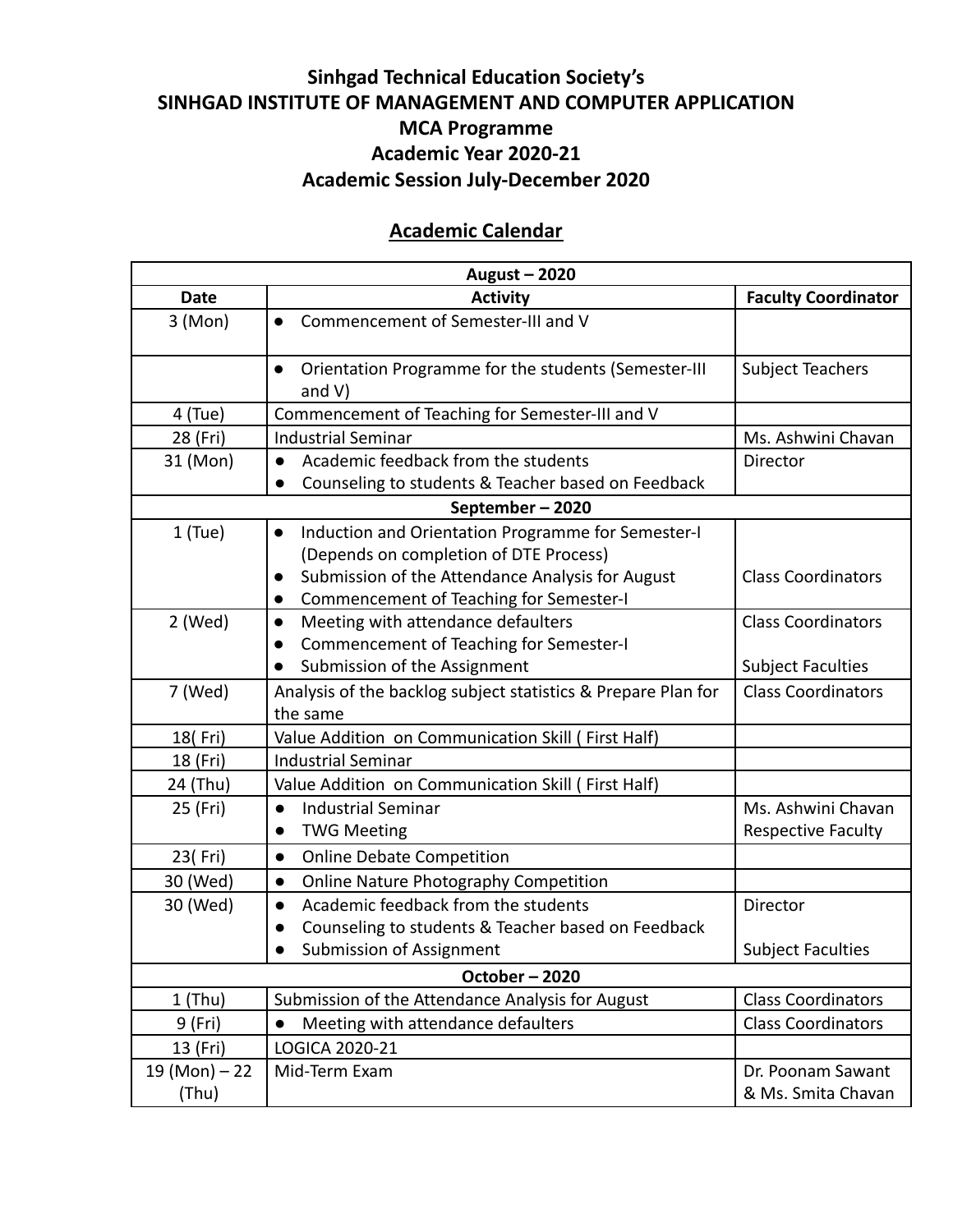**Sinhgad Technical Education Society's**
**SINHGAD INSTITUTE OF MANAGEMENT AND COMPUTER APPLICATION**
**MCA Programme**
**Academic Year 2020-21**
**Academic Session July-December 2020**

## Academic Calendar

| August – 2020 | | |
|---|---|---|
| **Date** | **Activity** | **Faculty Coordinator** |
| 3 (Mon) | ● Commencement of Semester-III and V | |
| | ● Orientation Programme for the students (Semester-III and V) | Subject Teachers |
| 4 (Tue) | Commencement of Teaching for Semester-III and V | |
| 28 (Fri) | Industrial Seminar | Ms. Ashwini Chavan |
| 31 (Mon) | ● Academic feedback from the students<br>● Counseling to students & Teacher based on Feedback | Director |
| **September – 2020** | | |
| 1 (Tue) | ● Induction and Orientation Programme for Semester-I (Depends on completion of DTE Process)<br>● Submission of the Attendance Analysis for August<br>● Commencement of Teaching for Semester-I | Class Coordinators |
| 2 (Wed) | ● Meeting with attendance defaulters<br>● Commencement of Teaching for Semester-I<br>● Submission of the Assignment | Class Coordinators<br><br>Subject Faculties |
| 7 (Wed) | Analysis of the backlog subject statistics & Prepare Plan for the same | Class Coordinators |
| 18( Fri) | Value Addition on Communication Skill ( First Half) | |
| 18 (Fri) | Industrial Seminar | |
| 24 (Thu) | Value Addition on Communication Skill ( First Half) | |
| 25 (Fri) | ● Industrial Seminar<br>● TWG Meeting | Ms. Ashwini Chavan<br>Respective Faculty |
| 23( Fri) | ● Online Debate Competition | |
| 30 (Wed) | ● Online Nature Photography Competition | |
| 30 (Wed) | ● Academic feedback from the students<br>● Counseling to students & Teacher based on Feedback<br>● Submission of Assignment | Director<br><br>Subject Faculties |
| **October – 2020** | | |
| 1 (Thu) | Submission of the Attendance Analysis for August | Class Coordinators |
| 9 (Fri) | ● Meeting with attendance defaulters | Class Coordinators |
| 13 (Fri) | LOGICA 2020-21 | |
| 19 (Mon) – 22 (Thu) | Mid-Term Exam | Dr. Poonam Sawant & Ms. Smita Chavan |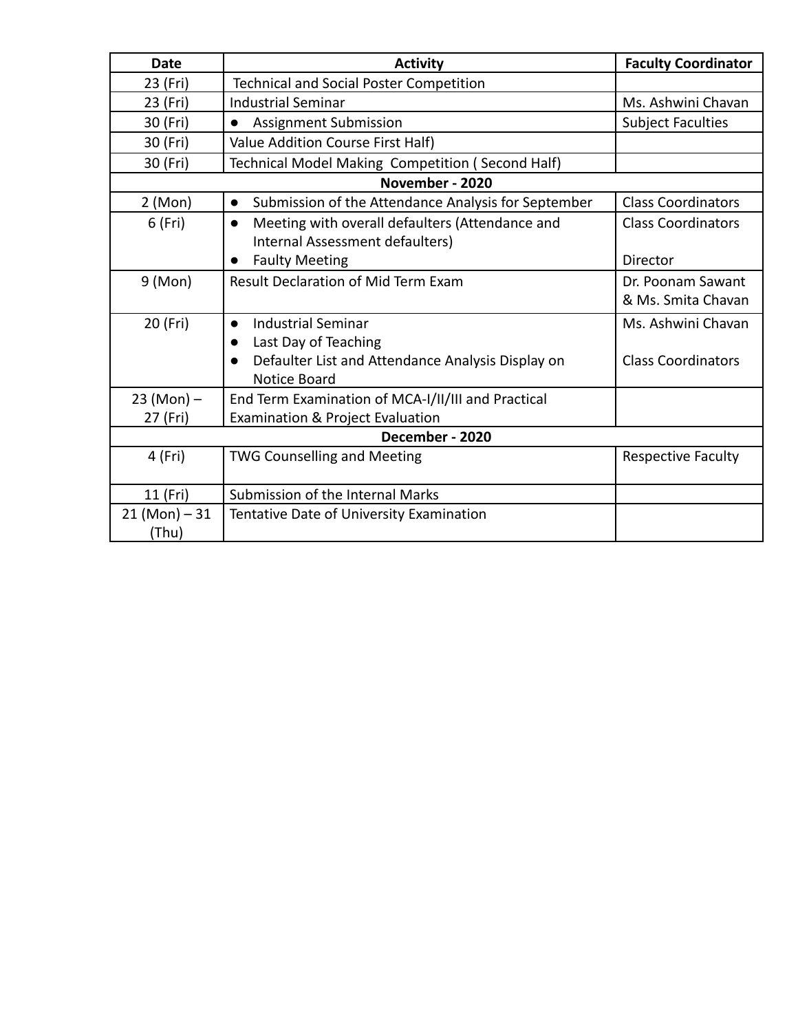| Date | Activity | Faculty Coordinator |
| --- | --- | --- |
| 23 (Fri) | Technical and Social Poster Competition | |
| 23 (Fri) | Industrial Seminar | Ms. Ashwini Chavan |
| 30 (Fri) | ● Assignment Submission | Subject Faculties |
| 30 (Fri) | Value Addition Course First Half) | |
| 30 (Fri) | Technical Model Making Competition ( Second Half) | |
| **November - 2020** | | |
| 2 (Mon) | ● Submission of the Attendance Analysis for September | Class Coordinators |
| 6 (Fri) | ● Meeting with overall defaulters (Attendance and Internal Assessment defaulters)<br>● Faulty Meeting | Class Coordinators<br><br>Director |
| 9 (Mon) | Result Declaration of Mid Term Exam | Dr. Poonam Sawant & Ms. Smita Chavan |
| 20 (Fri) | ● Industrial Seminar<br>● Last Day of Teaching<br>● Defaulter List and Attendance Analysis Display on Notice Board | Ms. Ashwini Chavan<br><br>Class Coordinators |
| 23 (Mon) – 27 (Fri) | End Term Examination of MCA-I/II/III and Practical Examination & Project Evaluation | |
| **December - 2020** | | |
| 4 (Fri) | TWG Counselling and Meeting | Respective Faculty |
| 11 (Fri) | Submission of the Internal Marks | |
| 21 (Mon) – 31 (Thu) | Tentative Date of University Examination | |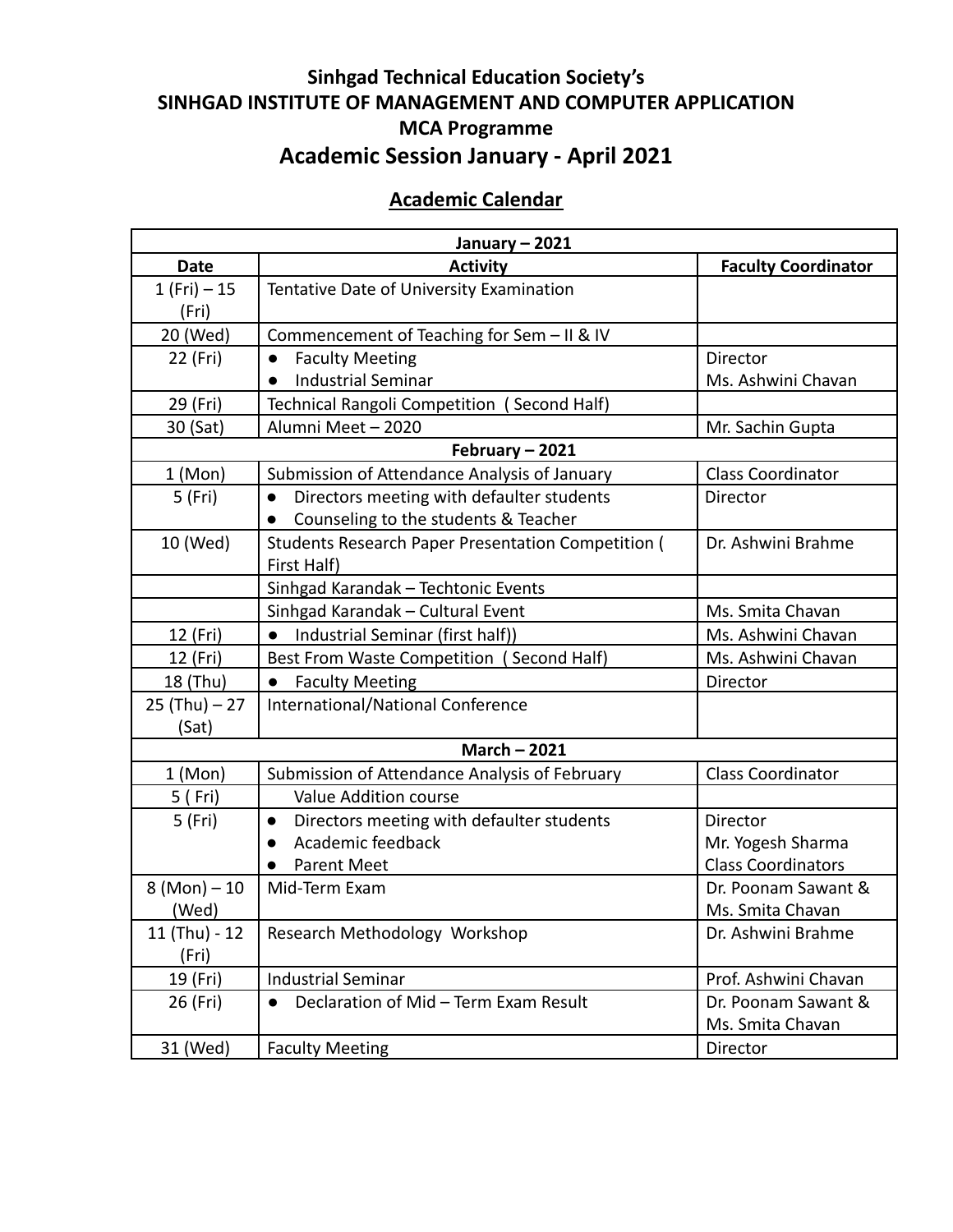## Sinhgad Technical Education Society's
## SINHGAD INSTITUTE OF MANAGEMENT AND COMPUTER APPLICATION
## MCA Programme
# Academic Session January - April 2021

## Academic Calendar

| Date | Activity | Faculty Coordinator |
|---|---|---|
| **January – 2021** | | |
| 1 (Fri) – 15 (Fri) | Tentative Date of University Examination | |
| 20 (Wed) | Commencement of Teaching for Sem – II & IV | |
| 22 (Fri) | ● Faculty Meeting<br>● Industrial Seminar | Director<br>Ms. Ashwini Chavan |
| 29 (Fri) | Technical Rangoli Competition ( Second Half) | |
| 30 (Sat) | Alumni Meet – 2020 | Mr. Sachin Gupta |
| **February – 2021** | | |
| 1 (Mon) | Submission of Attendance Analysis of January | Class Coordinator |
| 5 (Fri) | ● Directors meeting with defaulter students<br>● Counseling to the students & Teacher | Director |
| 10 (Wed) | Students Research Paper Presentation Competition ( First Half) | Dr. Ashwini Brahme |
| | Sinhgad Karandak – Techtonic Events | |
| | Sinhgad Karandak – Cultural Event | Ms. Smita Chavan |
| 12 (Fri) | ● Industrial Seminar (first half)) | Ms. Ashwini Chavan |
| 12 (Fri) | Best From Waste Competition ( Second Half) | Ms. Ashwini Chavan |
| 18 (Thu) | ● Faculty Meeting | Director |
| 25 (Thu) – 27 (Sat) | International/National Conference | |
| **March – 2021** | | |
| 1 (Mon) | Submission of Attendance Analysis of February | Class Coordinator |
| 5 ( Fri) | Value Addition course | |
| 5 (Fri) | ● Directors meeting with defaulter students<br>● Academic feedback<br>● Parent Meet | Director<br>Mr. Yogesh Sharma<br>Class Coordinators |
| 8 (Mon) – 10 (Wed) | Mid-Term Exam | Dr. Poonam Sawant & Ms. Smita Chavan |
| 11 (Thu) - 12 (Fri) | Research Methodology Workshop | Dr. Ashwini Brahme |
| 19 (Fri) | Industrial Seminar | Prof. Ashwini Chavan |
| 26 (Fri) | ● Declaration of Mid – Term Exam Result | Dr. Poonam Sawant & Ms. Smita Chavan |
| 31 (Wed) | Faculty Meeting | Director |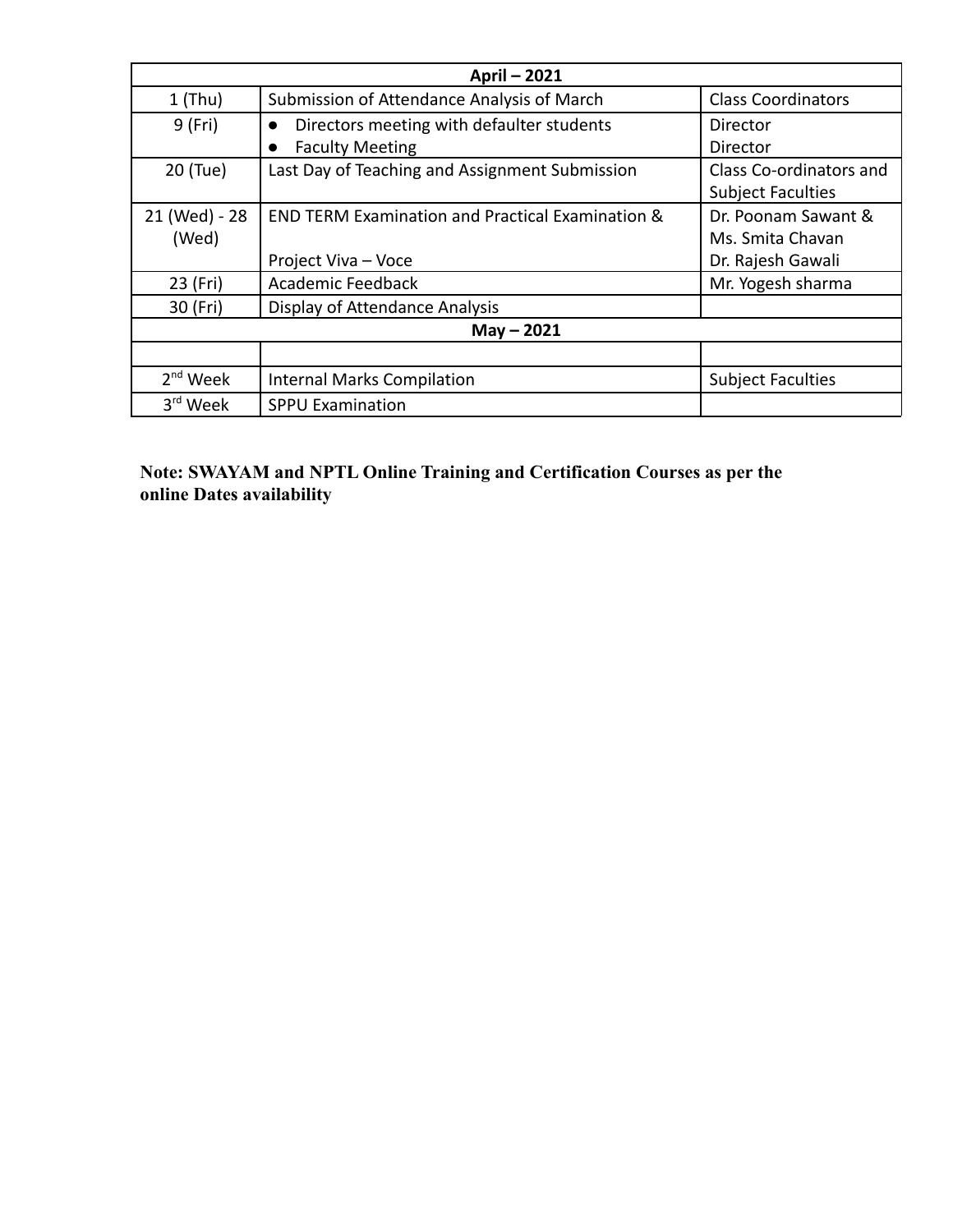| | | |
|---|---|---|
| **April – 2021** | | |
| 1 (Thu) | Submission of Attendance Analysis of March | Class Coordinators |
| 9 (Fri) | ● Directors meeting with defaulter students<br>● Faculty Meeting | Director<br>Director |
| 20 (Tue) | Last Day of Teaching and Assignment Submission | Class Co-ordinators and Subject Faculties |
| 21 (Wed) - 28 (Wed) | END TERM Examination and Practical Examination &<br><br>Project Viva – Voce | Dr. Poonam Sawant & Ms. Smita Chavan<br>Dr. Rajesh Gawali |
| 23 (Fri) | Academic Feedback | Mr. Yogesh sharma |
| 30 (Fri) | Display of Attendance Analysis | |
| **May – 2021** | | |
| | | |
| 2nd Week | Internal Marks Compilation | Subject Faculties |
| 3rd Week | SPPU Examination | |

**Note: SWAYAM and NPTL Online Training and Certification Courses as per the online Dates availability**